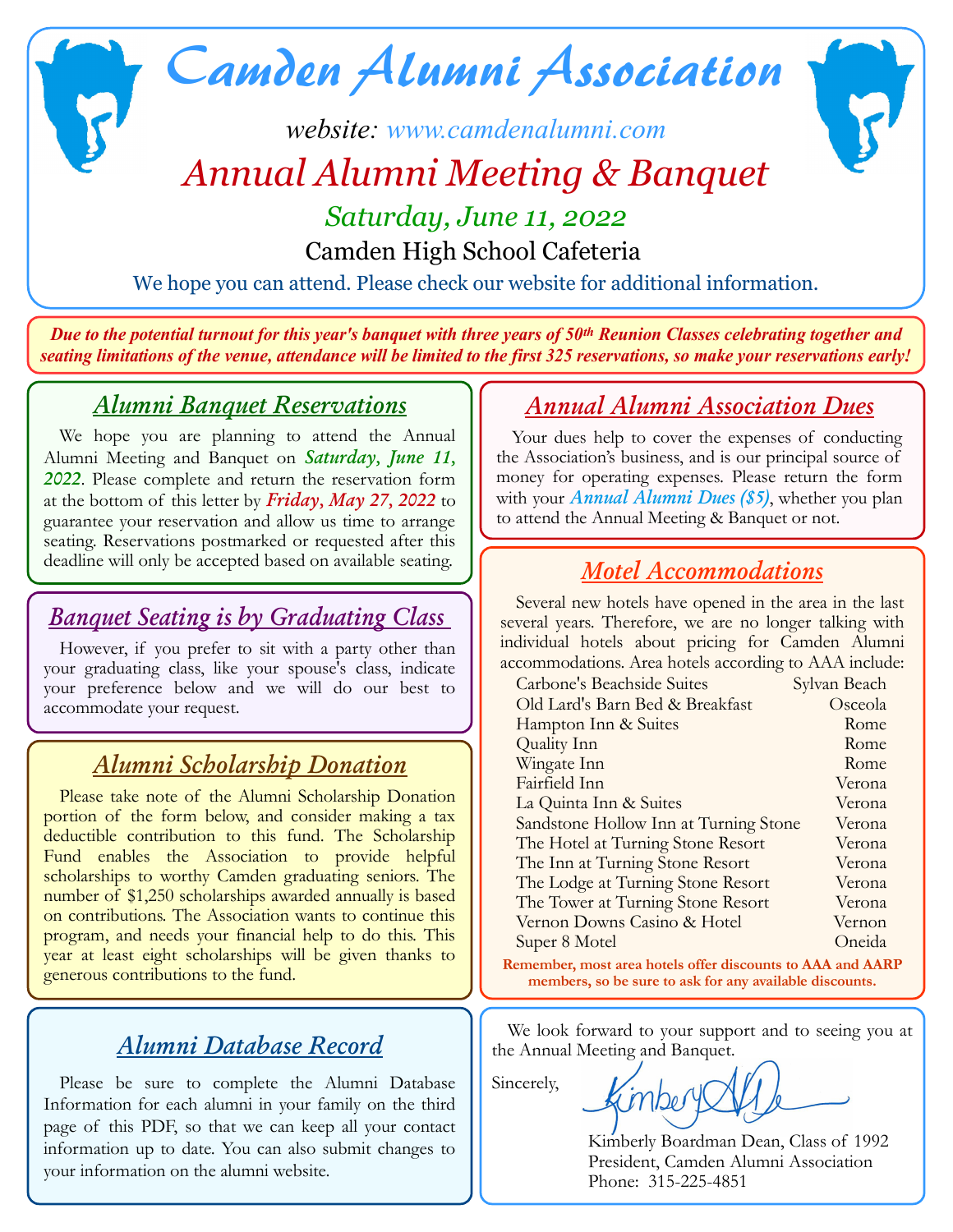# Camden Alumni Association

website: www.camdenalumni.com

## Annual Alumni Meeting & Banquet

**Saturday, June 11, 2022**

Camden High School Cafeteria

We hope you can attend. Please check our website for additional information.

***Due to the potential turnout for this year's banquet with three years of 50th Reunion Classes celebrating together and seating limitations of the venue, attendance will be limited to the first 325 reservations, so make your reservations early!***

### Alumni Banquet Reservations

We hope you are planning to attend the Annual Alumni Meeting and Banquet on ***Saturday, June 11, 2022***. Please complete and return the reservation form at the bottom of this letter by ***Friday, May 27, 2022*** to guarantee your reservation and allow us time to arrange seating. Reservations postmarked or requested after this deadline will only be accepted based on available seating.

### Banquet Seating is by Graduating Class

However, if you prefer to sit with a party other than your graduating class, like your spouse's class, indicate your preference below and we will do our best to accommodate your request.

### Alumni Scholarship Donation

Please take note of the Alumni Scholarship Donation portion of the form below, and consider making a tax deductible contribution to this fund. The Scholarship Fund enables the Association to provide helpful scholarships to worthy Camden graduating seniors. The number of $1,250 scholarships awarded annually is based on contributions. The Association wants to continue this program, and needs your financial help to do this. This year at least eight scholarships will be given thanks to generous contributions to the fund.

### Alumni Database Record

Please be sure to complete the Alumni Database Information for each alumni in your family on the third page of this PDF, so that we can keep all your contact information up to date. You can also submit changes to your information on the alumni website.

### Annual Alumni Association Dues

Your dues help to cover the expenses of conducting the Association's business, and is our principal source of money for operating expenses. Please return the form with your ***Annual Alumni Dues ($5)***, whether you plan to attend the Annual Meeting & Banquet or not.

### Motel Accommodations

Several new hotels have opened in the area in the last several years. Therefore, we are no longer talking with individual hotels about pricing for Camden Alumni accommodations. Area hotels according to AAA include:

| Hotel | Location |
| --- | --- |
| Carbone's Beachside Suites | Sylvan Beach |
| Old Lard's Barn Bed & Breakfast | Osceola |
| Hampton Inn & Suites | Rome |
| Quality Inn | Rome |
| Wingate Inn | Rome |
| Fairfield Inn | Verona |
| La Quinta Inn & Suites | Verona |
| Sandstone Hollow Inn at Turning Stone | Verona |
| The Hotel at Turning Stone Resort | Verona |
| The Inn at Turning Stone Resort | Verona |
| The Lodge at Turning Stone Resort | Verona |
| The Tower at Turning Stone Resort | Verona |
| Vernon Downs Casino & Hotel | Vernon |
| Super 8 Motel | Oneida |

**Remember, most area hotels offer discounts to AAA and AARP members, so be sure to ask for any available discounts.**

We look forward to your support and to seeing you at the Annual Meeting and Banquet.

Sincerely,

Kimberly A Dean

Kimberly Boardman Dean, Class of 1992
President, Camden Alumni Association
Phone: 315-225-4851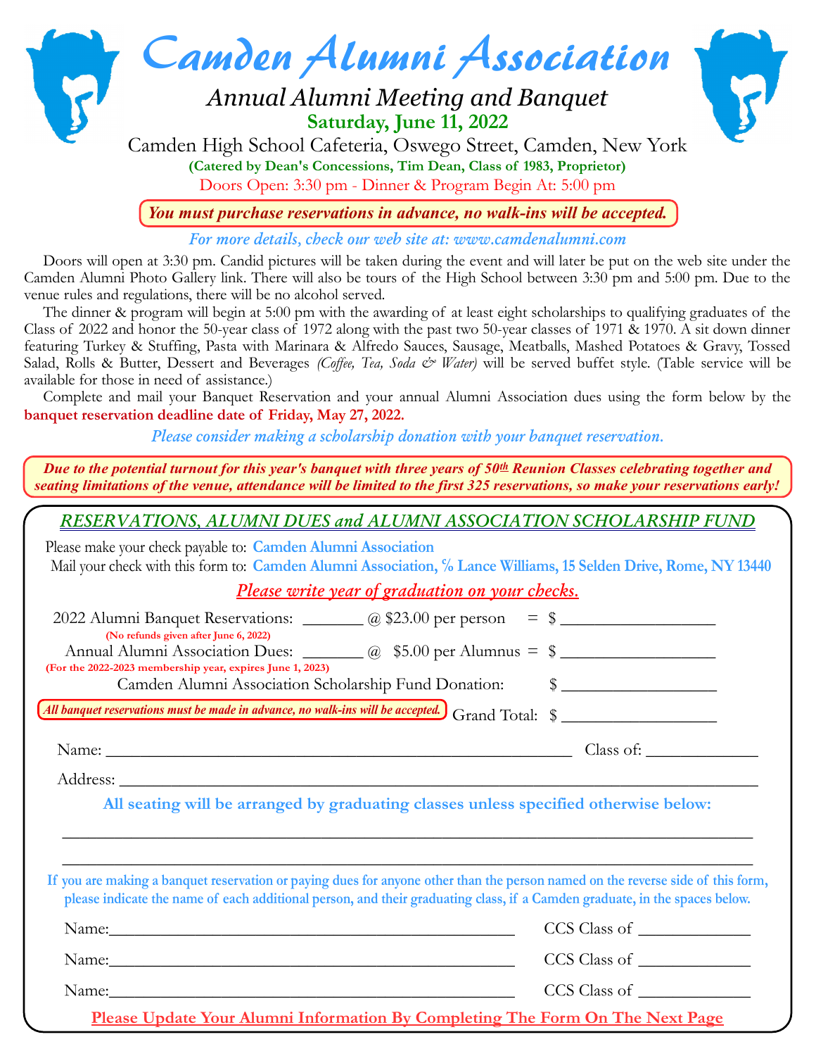# Camden Alumni Association

## Annual Alumni Meeting and Banquet

**Saturday, June 11, 2022**

Camden High School Cafeteria, Oswego Street, Camden, New York

**(Catered by Dean's Concessions, Tim Dean, Class of 1983, Proprietor)**

Doors Open: 3:30 pm - Dinner & Program Begin At: 5:00 pm

***You must purchase reservations in advance, no walk-ins will be accepted.***

*For more details, check our web site at: www.camdenalumni.com*

Doors will open at 3:30 pm. Candid pictures will be taken during the event and will later be put on the web site under the Camden Alumni Photo Gallery link. There will also be tours of the High School between 3:30 pm and 5:00 pm. Due to the venue rules and regulations, there will be no alcohol served.

The dinner & program will begin at 5:00 pm with the awarding of at least eight scholarships to qualifying graduates of the Class of 2022 and honor the 50-year class of 1972 along with the past two 50-year classes of 1971 & 1970. A sit down dinner featuring Turkey & Stuffing, Pasta with Marinara & Alfredo Sauces, Sausage, Meatballs, Mashed Potatoes & Gravy, Tossed Salad, Rolls & Butter, Dessert and Beverages *(Coffee, Tea, Soda & Water)* will be served buffet style. (Table service will be available for those in need of assistance.)

Complete and mail your Banquet Reservation and your annual Alumni Association dues using the form below by the **banquet reservation deadline date of Friday, May 27, 2022.**

*Please consider making a scholarship donation with your banquet reservation.*

***Due to the potential turnout for this year's banquet with three years of 50th Reunion Classes celebrating together and seating limitations of the venue, attendance will be limited to the first 325 reservations, so make your reservations early!***

## RESERVATIONS, ALUMNI DUES and ALUMNI ASSOCIATION SCHOLARSHIP FUND

Please make your check payable to: **Camden Alumni Association**

Mail your check with this form to: **Camden Alumni Association, % Lance Williams, 15 Selden Drive, Rome, NY 13440**

***Please write year of graduation on your checks.***

2022 Alumni Banquet Reservations: _______ @ $23.00 per person = $ __________________
**(No refunds given after June 6, 2022)**

Annual Alumni Association Dues: _______ @ $5.00 per Alumnus = $ __________________
**(For the 2022-2023 membership year, expires June 1, 2023)**

Camden Alumni Association Scholarship Fund Donation: $ __________________

***All banquet reservations must be made in advance, no walk-ins will be accepted.***

Grand Total: $ __________________

Name: ____________________________________________ Class of: _____________

Address: ______________________________________________________________

**All seating will be arranged by graduating classes unless specified otherwise below:**

_______________________________________________________________________

_______________________________________________________________________

**If you are making a banquet reservation or paying dues for anyone other than the person named on the reverse side of this form, please indicate the name of each additional person, and their graduating class, if a Camden graduate, in the spaces below.**

Name:__________________________________________ CCS Class of _____________

Name:__________________________________________ CCS Class of _____________

Name:__________________________________________ CCS Class of _____________

**Please Update Your Alumni Information By Completing The Form On The Next Page**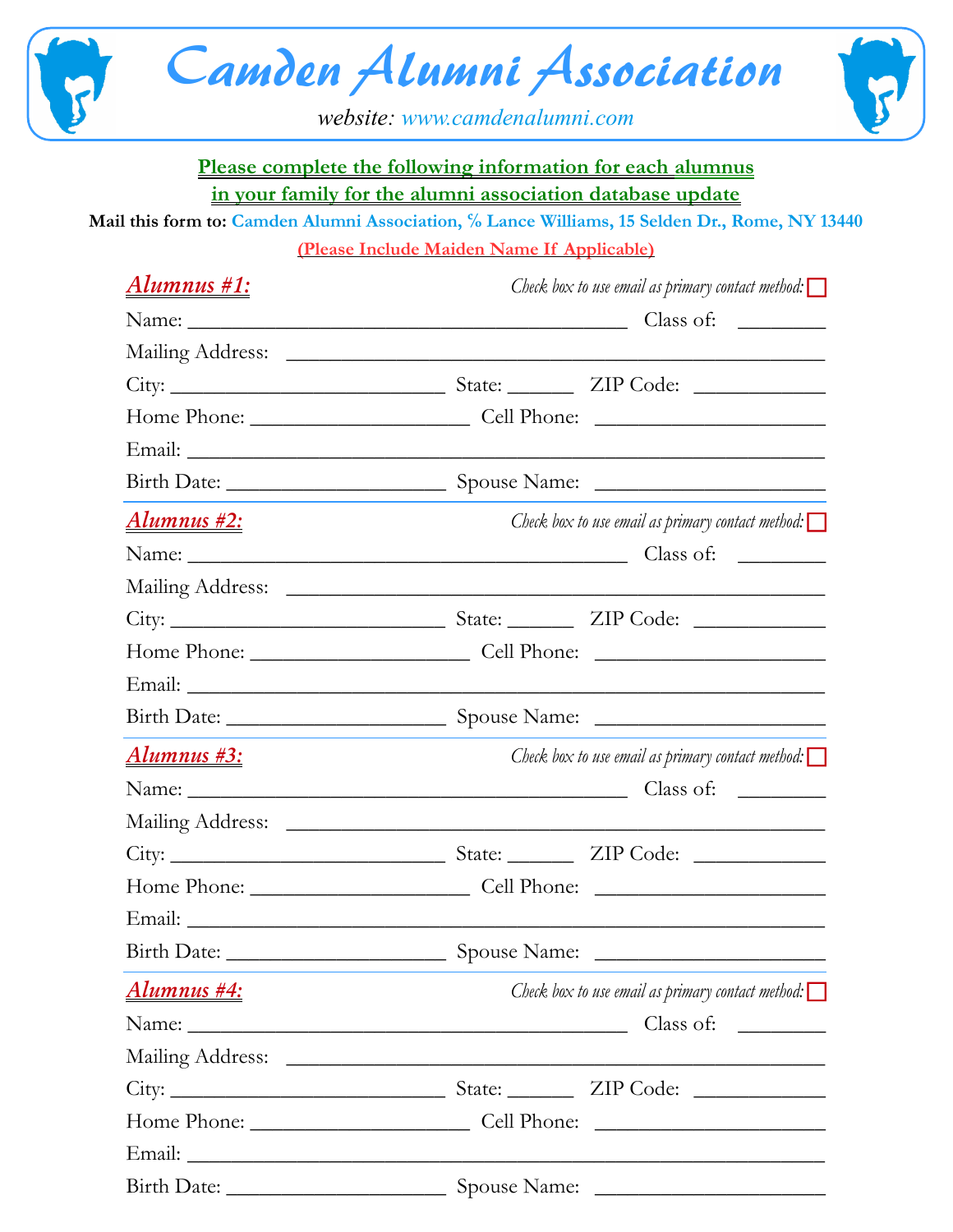# Camden Alumni Association

*website: www.camdenalumni.com*

**Please complete the following information for each alumnus in your family for the alumni association database update**

**Mail this form to:** **Camden Alumni Association, % Lance Williams, 15 Selden Dr., Rome, NY 13440**

**(Please Include Maiden Name If Applicable)**

## *Alumnus #1:*

*Check box to use email as primary contact method:* ☐

Name: ________________________________________ Class of: ________

Mailing Address: ________________________________________________

City: _________________________ State: ______ ZIP Code: ____________

Home Phone: ____________________ Cell Phone: ____________________

Email: __________________________________________________________

Birth Date: ____________________ Spouse Name: ____________________

## *Alumnus #2:*

*Check box to use email as primary contact method:* ☐

Name: ________________________________________ Class of: ________

Mailing Address: ________________________________________________

City: _________________________ State: ______ ZIP Code: ____________

Home Phone: ____________________ Cell Phone: ____________________

Email: __________________________________________________________

Birth Date: ____________________ Spouse Name: ____________________

## *Alumnus #3:*

*Check box to use email as primary contact method:* ☐

Name: ________________________________________ Class of: ________

Mailing Address: ________________________________________________

City: _________________________ State: ______ ZIP Code: ____________

Home Phone: ____________________ Cell Phone: ____________________

Email: __________________________________________________________

Birth Date: ____________________ Spouse Name: ____________________

## *Alumnus #4:*

*Check box to use email as primary contact method:* ☐

Name: ________________________________________ Class of: ________

Mailing Address: ________________________________________________

City: _________________________ State: ______ ZIP Code: ____________

Home Phone: ____________________ Cell Phone: ____________________

Email: __________________________________________________________

Birth Date: ____________________ Spouse Name: ____________________